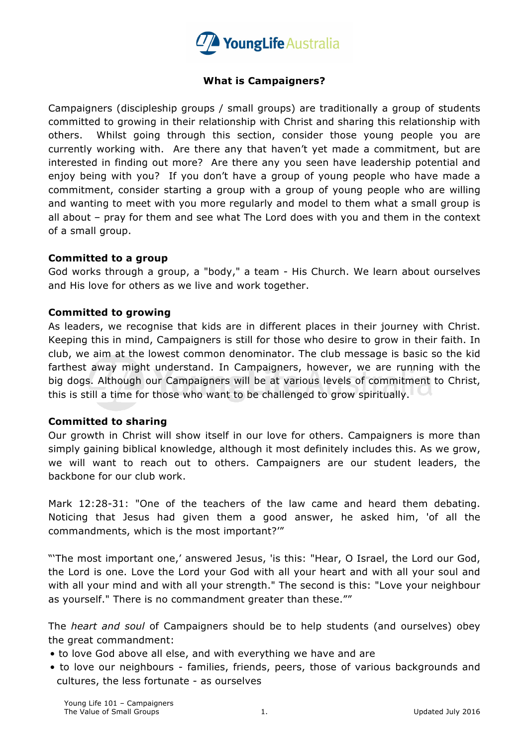## What is Campaigners?

Campaigners (discipleship groups / small groups) are traditionally a group of students committed to growing in their relationship with Christ and sharing this relationship with others. Whilst going through this section, consider those young people you are currently working with. Are there any that haven't yet made a commitment, but are interested in finding out more? Are there any you seen have leadership potential and enjoy being with you? If you don't have a group of young people who have made a commitment, consider starting a group with a group of young people who are willing and wanting to meet with you more regularly and model to them what a small group is all about – pray for them and see what The Lord does with you and them in the context of a small group.

**Committed to a group**
God works through a group, a "body," a team - His Church. We learn about ourselves and His love for others as we live and work together.

**Committed to growing**
As leaders, we recognise that kids are in different places in their journey with Christ. Keeping this in mind, Campaigners is still for those who desire to grow in their faith. In club, we aim at the lowest common denominator. The club message is basic so the kid farthest away might understand. In Campaigners, however, we are running with the big dogs. Although our Campaigners will be at various levels of commitment to Christ, this is still a time for those who want to be challenged to grow spiritually.

**Committed to sharing**
Our growth in Christ will show itself in our love for others. Campaigners is more than simply gaining biblical knowledge, although it most definitely includes this. As we grow, we will want to reach out to others. Campaigners are our student leaders, the backbone for our club work.

Mark 12:28-31: "One of the teachers of the law came and heard them debating. Noticing that Jesus had given them a good answer, he asked him, 'of all the commandments, which is the most important?'"

"'The most important one,' answered Jesus, 'is this: "Hear, O Israel, the Lord our God, the Lord is one. Love the Lord your God with all your heart and with all your soul and with all your mind and with all your strength." The second is this: "Love your neighbour as yourself." There is no commandment greater than these.""

The *heart and soul* of Campaigners should be to help students (and ourselves) obey the great commandment:

- to love God above all else, and with everything we have and are
- to love our neighbours - families, friends, peers, those of various backgrounds and cultures, the less fortunate - as ourselves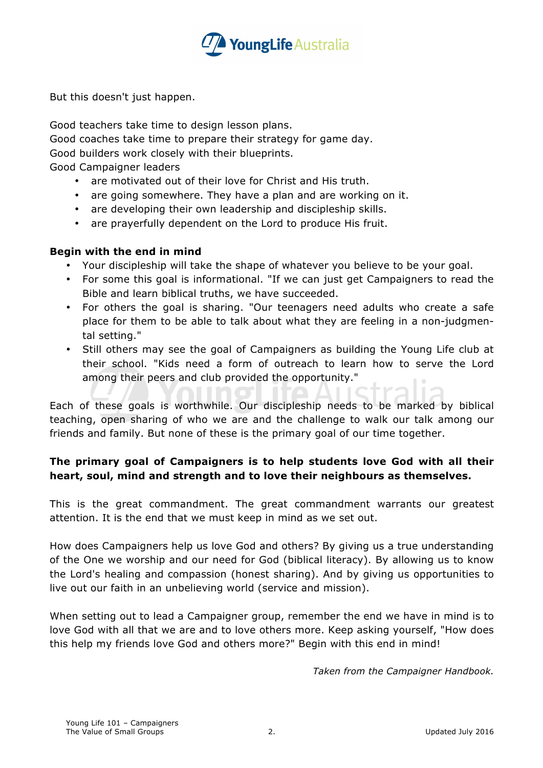But this doesn't just happen.

Good teachers take time to design lesson plans.
Good coaches take time to prepare their strategy for game day.
Good builders work closely with their blueprints.
Good Campaigner leaders

- are motivated out of their love for Christ and His truth.
- are going somewhere. They have a plan and are working on it.
- are developing their own leadership and discipleship skills.
- are prayerfully dependent on the Lord to produce His fruit.

**Begin with the end in mind**

- Your discipleship will take the shape of whatever you believe to be your goal.
- For some this goal is informational. "If we can just get Campaigners to read the Bible and learn biblical truths, we have succeeded.
- For others the goal is sharing. "Our teenagers need adults who create a safe place for them to be able to talk about what they are feeling in a non-judgmental setting."
- Still others may see the goal of Campaigners as building the Young Life club at their school. "Kids need a form of outreach to learn how to serve the Lord among their peers and club provided the opportunity."

Each of these goals is worthwhile. Our discipleship needs to be marked by biblical teaching, open sharing of who we are and the challenge to walk our talk among our friends and family. But none of these is the primary goal of our time together.

**The primary goal of Campaigners is to help students love God with all their heart, soul, mind and strength and to love their neighbours as themselves.**

This is the great commandment. The great commandment warrants our greatest attention. It is the end that we must keep in mind as we set out.

How does Campaigners help us love God and others? By giving us a true understanding of the One we worship and our need for God (biblical literacy). By allowing us to know the Lord's healing and compassion (honest sharing). And by giving us opportunities to live out our faith in an unbelieving world (service and mission).

When setting out to lead a Campaigner group, remember the end we have in mind is to love God with all that we are and to love others more. Keep asking yourself, "How does this help my friends love God and others more?" Begin with this end in mind!

*Taken from the Campaigner Handbook.*